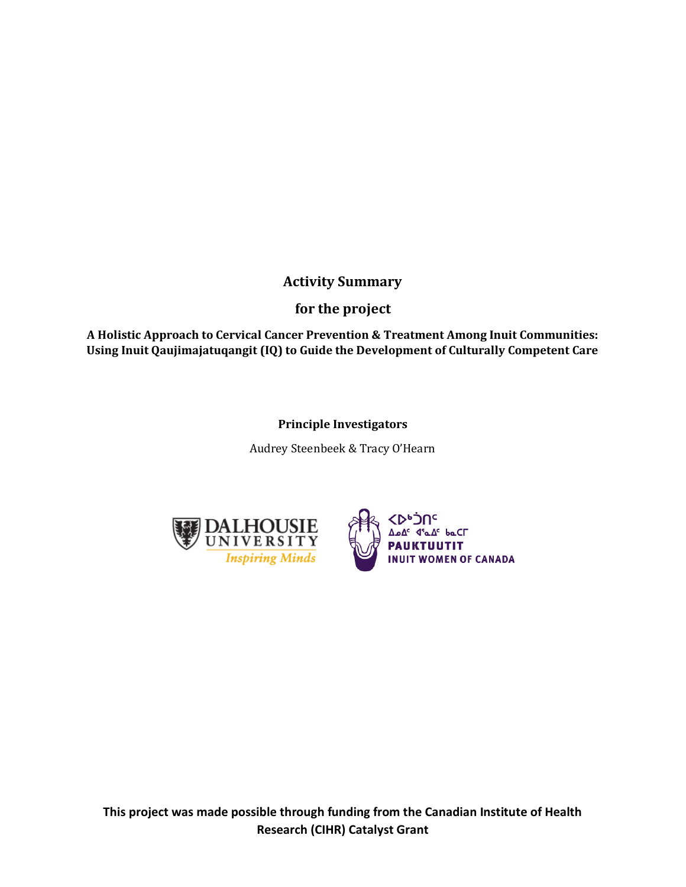# Activity Summary

## for the project

### A Holistic Approach to Cervical Cancer Prevention & Treatment Among Inuit Communities: Using Inuit Qaujimajatuqangit (IQ) to Guide the Development of Culturally Competent Care

**Principle Investigators**

Audrey Steenbeek & Tracy O'Hearn

DALHOUSIE UNIVERSITY *Inspiring Minds*

ᐸᐅᒃᑑᑎᑦ ᐃᓄᐃᑦ ᐊᕐᓇᐃᑦ ᑲᓇᑕᒥ
PAUKTUUTIT
INUIT WOMEN OF CANADA

**This project was made possible through funding from the Canadian Institute of Health Research (CIHR) Catalyst Grant**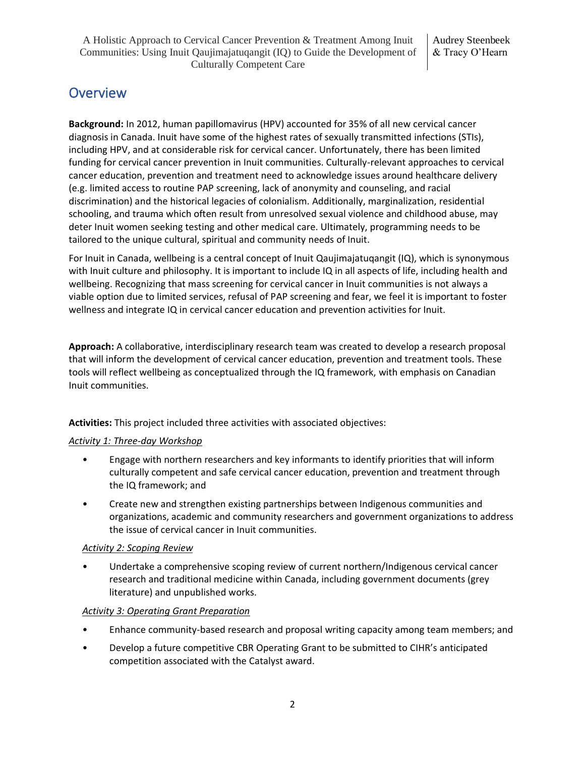## Overview

**Background:** In 2012, human papillomavirus (HPV) accounted for 35% of all new cervical cancer diagnosis in Canada. Inuit have some of the highest rates of sexually transmitted infections (STIs), including HPV, and at considerable risk for cervical cancer. Unfortunately, there has been limited funding for cervical cancer prevention in Inuit communities. Culturally-relevant approaches to cervical cancer education, prevention and treatment need to acknowledge issues around healthcare delivery (e.g. limited access to routine PAP screening, lack of anonymity and counseling, and racial discrimination) and the historical legacies of colonialism. Additionally, marginalization, residential schooling, and trauma which often result from unresolved sexual violence and childhood abuse, may deter Inuit women seeking testing and other medical care. Ultimately, programming needs to be tailored to the unique cultural, spiritual and community needs of Inuit.

For Inuit in Canada, wellbeing is a central concept of Inuit Qaujimajatuqangit (IQ), which is synonymous with Inuit culture and philosophy. It is important to include IQ in all aspects of life, including health and wellbeing. Recognizing that mass screening for cervical cancer in Inuit communities is not always a viable option due to limited services, refusal of PAP screening and fear, we feel it is important to foster wellness and integrate IQ in cervical cancer education and prevention activities for Inuit.

**Approach:** A collaborative, interdisciplinary research team was created to develop a research proposal that will inform the development of cervical cancer education, prevention and treatment tools. These tools will reflect wellbeing as conceptualized through the IQ framework, with emphasis on Canadian Inuit communities.

**Activities:** This project included three activities with associated objectives:

*Activity 1: Three-day Workshop*

- Engage with northern researchers and key informants to identify priorities that will inform culturally competent and safe cervical cancer education, prevention and treatment through the IQ framework; and
- Create new and strengthen existing partnerships between Indigenous communities and organizations, academic and community researchers and government organizations to address the issue of cervical cancer in Inuit communities.

*Activity 2: Scoping Review*

- Undertake a comprehensive scoping review of current northern/Indigenous cervical cancer research and traditional medicine within Canada, including government documents (grey literature) and unpublished works.

*Activity 3: Operating Grant Preparation*

- Enhance community-based research and proposal writing capacity among team members; and
- Develop a future competitive CBR Operating Grant to be submitted to CIHR's anticipated competition associated with the Catalyst award.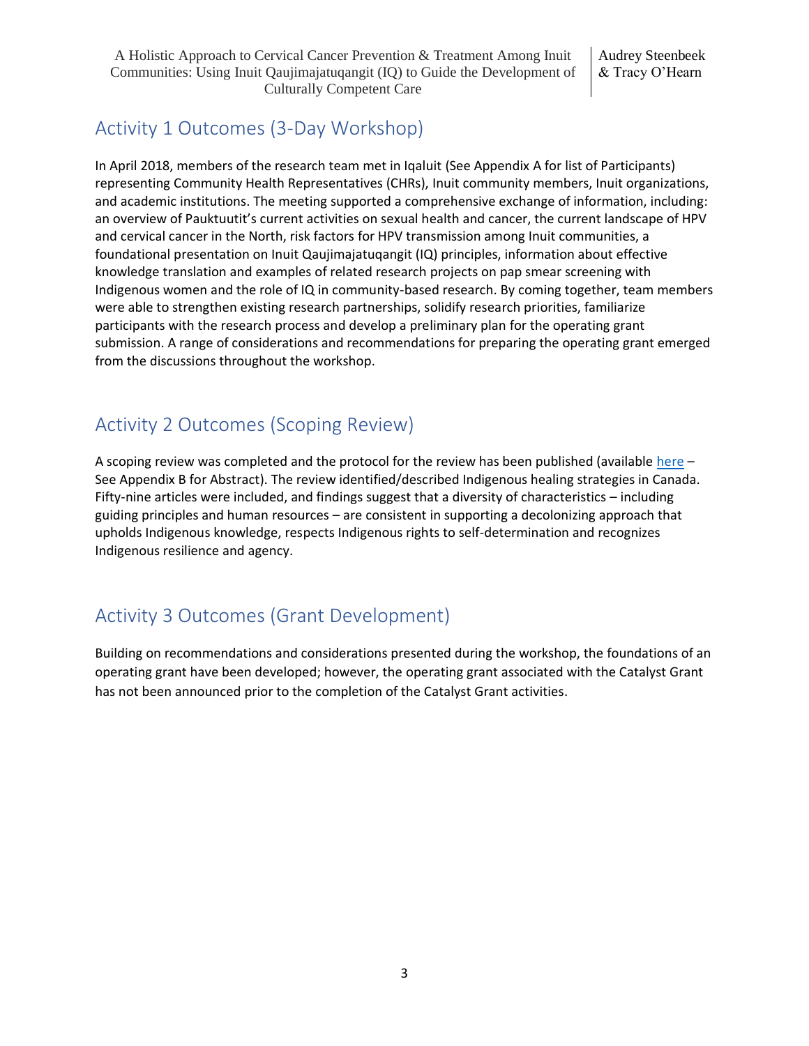## Activity 1 Outcomes (3-Day Workshop)

In April 2018, members of the research team met in Iqaluit (See Appendix A for list of Participants) representing Community Health Representatives (CHRs), Inuit community members, Inuit organizations, and academic institutions. The meeting supported a comprehensive exchange of information, including: an overview of Pauktuutit's current activities on sexual health and cancer, the current landscape of HPV and cervical cancer in the North, risk factors for HPV transmission among Inuit communities, a foundational presentation on Inuit Qaujimajatuqangit (IQ) principles, information about effective knowledge translation and examples of related research projects on pap smear screening with Indigenous women and the role of IQ in community-based research. By coming together, team members were able to strengthen existing research partnerships, solidify research priorities, familiarize participants with the research process and develop a preliminary plan for the operating grant submission. A range of considerations and recommendations for preparing the operating grant emerged from the discussions throughout the workshop.

## Activity 2 Outcomes (Scoping Review)

A scoping review was completed and the protocol for the review has been published (available here – See Appendix B for Abstract). The review identified/described Indigenous healing strategies in Canada. Fifty-nine articles were included, and findings suggest that a diversity of characteristics – including guiding principles and human resources – are consistent in supporting a decolonizing approach that upholds Indigenous knowledge, respects Indigenous rights to self-determination and recognizes Indigenous resilience and agency.

## Activity 3 Outcomes (Grant Development)

Building on recommendations and considerations presented during the workshop, the foundations of an operating grant have been developed; however, the operating grant associated with the Catalyst Grant has not been announced prior to the completion of the Catalyst Grant activities.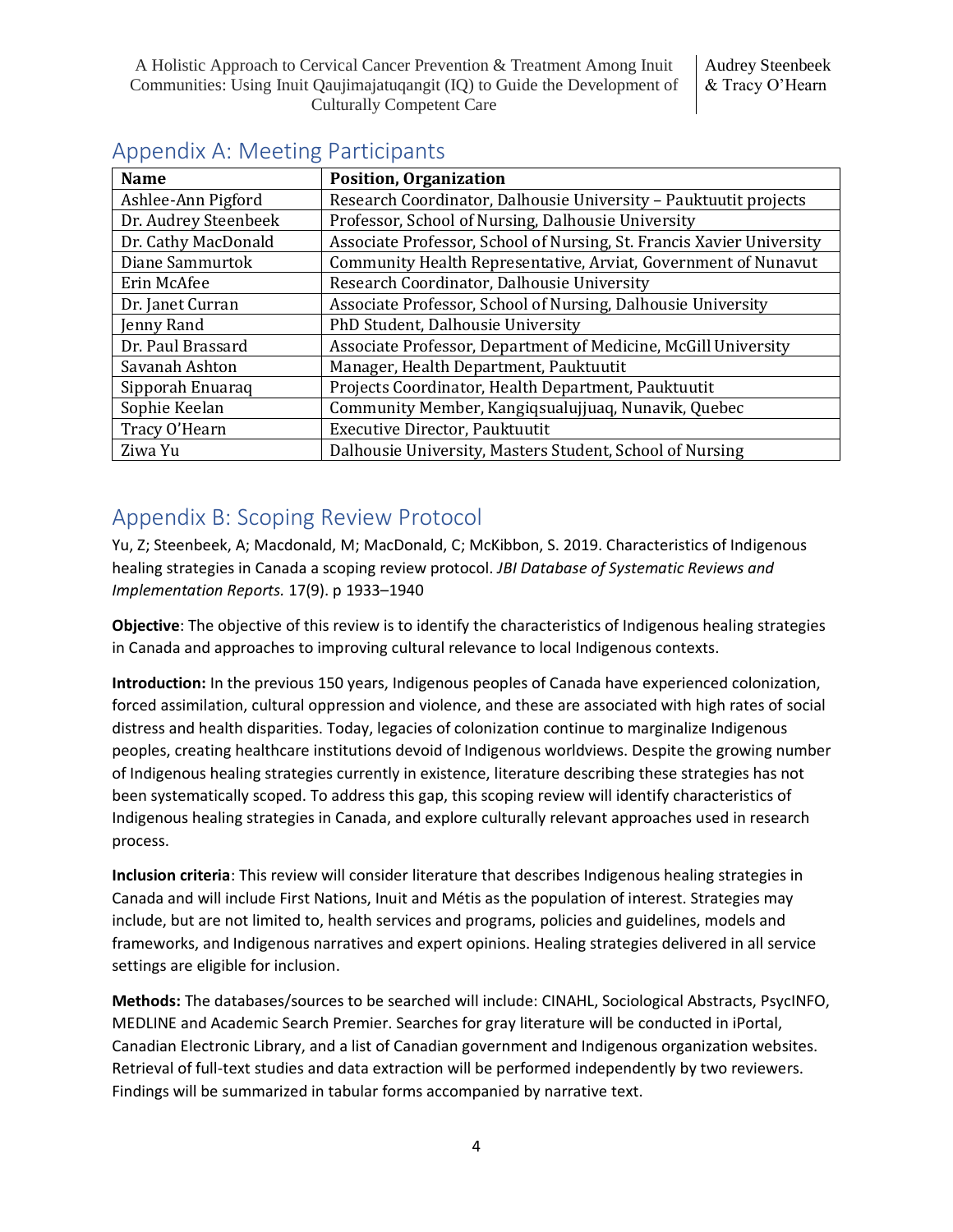## Appendix A: Meeting Participants

| Name | Position, Organization |
|---|---|
| Ashlee-Ann Pigford | Research Coordinator, Dalhousie University – Pauktuutit projects |
| Dr. Audrey Steenbeek | Professor, School of Nursing, Dalhousie University |
| Dr. Cathy MacDonald | Associate Professor, School of Nursing, St. Francis Xavier University |
| Diane Sammurtok | Community Health Representative, Arviat, Government of Nunavut |
| Erin McAfee | Research Coordinator, Dalhousie University |
| Dr. Janet Curran | Associate Professor, School of Nursing, Dalhousie University |
| Jenny Rand | PhD Student, Dalhousie University |
| Dr. Paul Brassard | Associate Professor, Department of Medicine, McGill University |
| Savanah Ashton | Manager, Health Department, Pauktuutit |
| Sipporah Enuaraq | Projects Coordinator, Health Department, Pauktuutit |
| Sophie Keelan | Community Member, Kangiqsualujjuaq, Nunavik, Quebec |
| Tracy O'Hearn | Executive Director, Pauktuutit |
| Ziwa Yu | Dalhousie University, Masters Student, School of Nursing |

## Appendix B: Scoping Review Protocol

Yu, Z; Steenbeek, A; Macdonald, M; MacDonald, C; McKibbon, S. 2019. Characteristics of Indigenous healing strategies in Canada a scoping review protocol. *JBI Database of Systematic Reviews and Implementation Reports.* 17(9). p 1933–1940

**Objective**: The objective of this review is to identify the characteristics of Indigenous healing strategies in Canada and approaches to improving cultural relevance to local Indigenous contexts.

**Introduction:** In the previous 150 years, Indigenous peoples of Canada have experienced colonization, forced assimilation, cultural oppression and violence, and these are associated with high rates of social distress and health disparities. Today, legacies of colonization continue to marginalize Indigenous peoples, creating healthcare institutions devoid of Indigenous worldviews. Despite the growing number of Indigenous healing strategies currently in existence, literature describing these strategies has not been systematically scoped. To address this gap, this scoping review will identify characteristics of Indigenous healing strategies in Canada, and explore culturally relevant approaches used in research process.

**Inclusion criteria**: This review will consider literature that describes Indigenous healing strategies in Canada and will include First Nations, Inuit and Métis as the population of interest. Strategies may include, but are not limited to, health services and programs, policies and guidelines, models and frameworks, and Indigenous narratives and expert opinions. Healing strategies delivered in all service settings are eligible for inclusion.

**Methods:** The databases/sources to be searched will include: CINAHL, Sociological Abstracts, PsycINFO, MEDLINE and Academic Search Premier. Searches for gray literature will be conducted in iPortal, Canadian Electronic Library, and a list of Canadian government and Indigenous organization websites. Retrieval of full-text studies and data extraction will be performed independently by two reviewers. Findings will be summarized in tabular forms accompanied by narrative text.